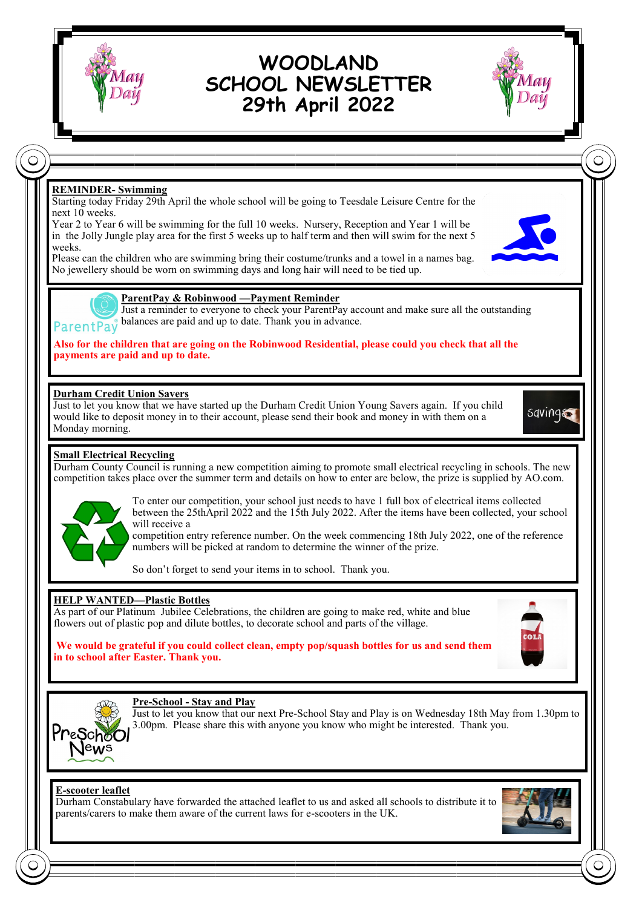# WOODLAND SCHOOL NEWSLETTER 29th April 2022

**REMINDER- Swimming**

Starting today Friday 29th April the whole school will be going to Teesdale Leisure Centre for the next 10 weeks.

Year 2 to Year 6 will be swimming for the full 10 weeks. Nursery, Reception and Year 1 will be in the Jolly Jungle play area for the first 5 weeks up to half term and then will swim for the next 5 weeks.

Please can the children who are swimming bring their costume/trunks and a towel in a names bag. No jewellery should be worn on swimming days and long hair will need to be tied up.

**ParentPay & Robinwood —Payment Reminder**

Just a reminder to everyone to check your ParentPay account and make sure all the outstanding balances are paid and up to date. Thank you in advance.

**Also for the children that are going on the Robinwood Residential, please could you check that all the payments are paid and up to date.**

**Durham Credit Union Savers**

Just to let you know that we have started up the Durham Credit Union Young Savers again. If you child would like to deposit money in to their account, please send their book and money in with them on a Monday morning.

**Small Electrical Recycling**

Durham County Council is running a new competition aiming to promote small electrical recycling in schools. The new competition takes place over the summer term and details on how to enter are below, the prize is supplied by AO.com.

To enter our competition, your school just needs to have 1 full box of electrical items collected between the 25thApril 2022 and the 15th July 2022. After the items have been collected, your school will receive a competition entry reference number. On the week commencing 18th July 2022, one of the reference numbers will be picked at random to determine the winner of the prize.

So don't forget to send your items in to school. Thank you.

**HELP WANTED—Plastic Bottles**

As part of our Platinum Jubilee Celebrations, the children are going to make red, white and blue flowers out of plastic pop and dilute bottles, to decorate school and parts of the village.

**We would be grateful if you could collect clean, empty pop/squash bottles for us and send them in to school after Easter. Thank you.**

**Pre-School - Stay and Play**

Just to let you know that our next Pre-School Stay and Play is on Wednesday 18th May from 1.30pm to 3.00pm. Please share this with anyone you know who might be interested. Thank you.

**E-scooter leaflet**

Durham Constabulary have forwarded the attached leaflet to us and asked all schools to distribute it to parents/carers to make them aware of the current laws for e-scooters in the UK.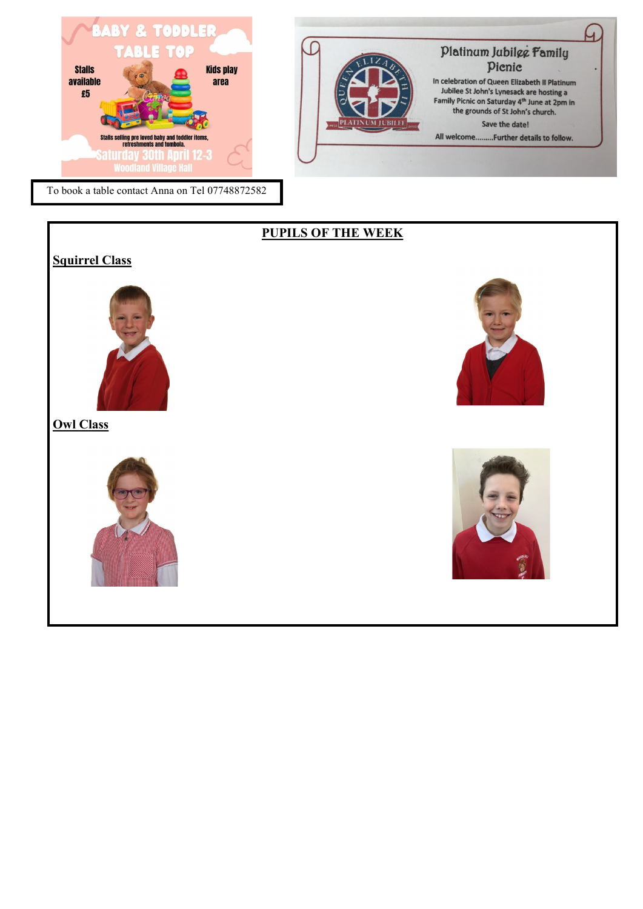BABY & TODDLER TABLE TOP

Stalls available £5

Kids play area

Stalls selling pre loved baby and toddler items, refreshments and tombola.

Saturday 30th April 12-3

Woodland Village Hall

To book a table contact Anna on Tel 07748872582

Platinum Jubilee Family Picnic

In celebration of Queen Elizabeth II Platinum Jubilee St John's Lynesack are hosting a Family Picnic on Saturday 4th June at 2pm in the grounds of St John's church.

Save the date!

All welcome.........Further details to follow.

## PUPILS OF THE WEEK

### Squirrel Class

### Owl Class